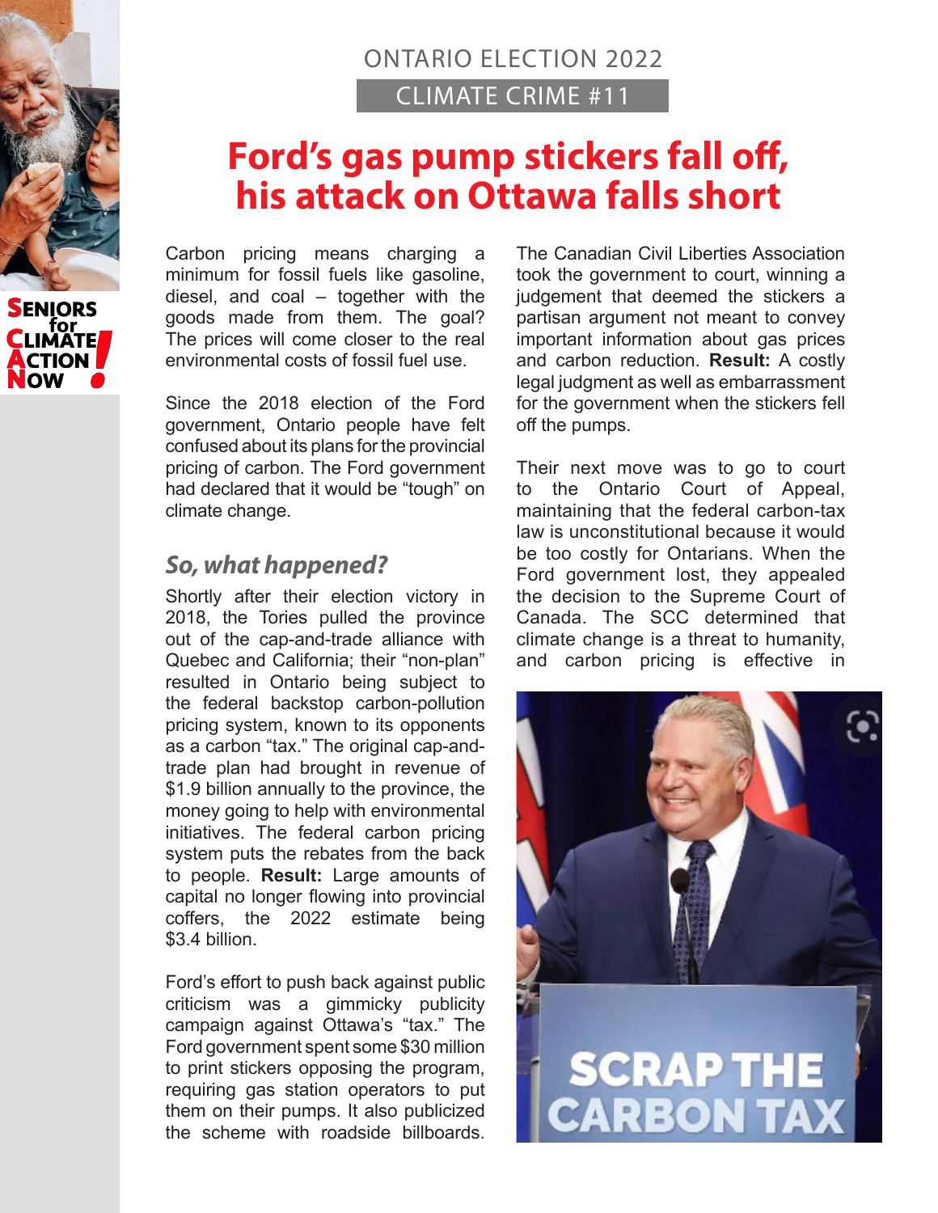ONTARIO ELECTION 2022

CLIMATE CRIME #11

# Ford's gas pump stickers fall off, his attack on Ottawa falls short

Carbon pricing means charging a minimum for fossil fuels like gasoline, diesel, and coal – together with the goods made from them. The goal? The prices will come closer to the real environmental costs of fossil fuel use.

Since the 2018 election of the Ford government, Ontario people have felt confused about its plans for the provincial pricing of carbon. The Ford government had declared that it would be "tough" on climate change.

## *So, what happened?*

Shortly after their election victory in 2018, the Tories pulled the province out of the cap-and-trade alliance with Quebec and California; their "non-plan" resulted in Ontario being subject to the federal backstop carbon-pollution pricing system, known to its opponents as a carbon "tax." The original cap-and-trade plan had brought in revenue of $1.9 billion annually to the province, the money going to help with environmental initiatives. The federal carbon pricing system puts the rebates from the back to people. **Result:** Large amounts of capital no longer flowing into provincial coffers, the 2022 estimate being $3.4 billion.

Ford's effort to push back against public criticism was a gimmicky publicity campaign against Ottawa's "tax." The Ford government spent some $30 million to print stickers opposing the program, requiring gas station operators to put them on their pumps. It also publicized the scheme with roadside billboards.

The Canadian Civil Liberties Association took the government to court, winning a judgement that deemed the stickers a partisan argument not meant to convey important information about gas prices and carbon reduction. **Result:** A costly legal judgment as well as embarrassment for the government when the stickers fell off the pumps.

Their next move was to go to court to the Ontario Court of Appeal, maintaining that the federal carbon-tax law is unconstitutional because it would be too costly for Ontarians. When the Ford government lost, they appealed the decision to the Supreme Court of Canada. The SCC determined that climate change is a threat to humanity, and carbon pricing is effective in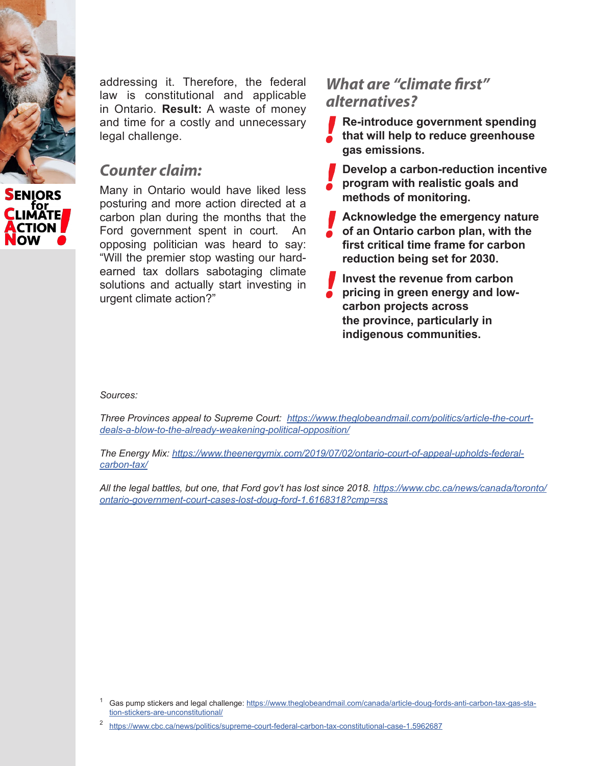addressing it. Therefore, the federal law is constitutional and applicable in Ontario. **Result:** A waste of money and time for a costly and unnecessary legal challenge.

## *Counter claim:*

Many in Ontario would have liked less posturing and more action directed at a carbon plan during the months that the Ford government spent in court. An opposing politician was heard to say: "Will the premier stop wasting our hard-earned tax dollars sabotaging climate solutions and actually start investing in urgent climate action?"

## *What are "climate first" alternatives?*

- **Re-introduce government spending that will help to reduce greenhouse gas emissions.**
- **Develop a carbon-reduction incentive program with realistic goals and methods of monitoring.**
- **Acknowledge the emergency nature of an Ontario carbon plan, with the first critical time frame for carbon reduction being set for 2030.**
- **Invest the revenue from carbon pricing in green energy and low-carbon projects across the province, particularly in indigenous communities.**

*Sources:*

*Three Provinces appeal to Supreme Court:* https://www.theglobeandmail.com/politics/article-the-court-deals-a-blow-to-the-already-weakening-political-opposition/

*The Energy Mix:* https://www.theenergymix.com/2019/07/02/ontario-court-of-appeal-upholds-federal-carbon-tax/

*All the legal battles, but one, that Ford gov't has lost since 2018.* https://www.cbc.ca/news/canada/toronto/ontario-government-court-cases-lost-doug-ford-1.6168318?cmp=rss

[1] Gas pump stickers and legal challenge: https://www.theglobeandmail.com/canada/article-doug-fords-anti-carbon-tax-gas-station-stickers-are-unconstitutional/

[2] https://www.cbc.ca/news/politics/supreme-court-federal-carbon-tax-constitutional-case-1.5962687